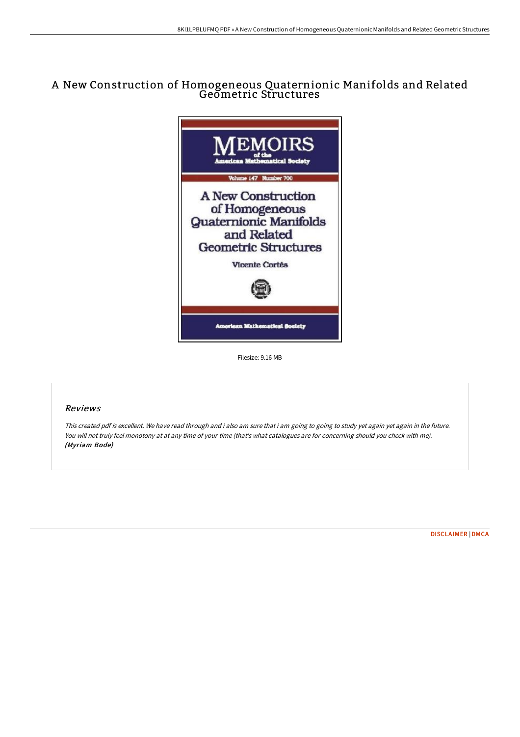# A New Construction of Homogeneous Quaternionic Manifolds and Related Geometric Structures

Filesize: 9.16 MB

## Reviews

*This created pdf is excellent. We have read through and i also am sure that i am going to going to study yet again yet again in the future. You will not truly feel monotony at at any time of your time (that's what catalogues are for concerning should you check with me).*
***(Myriam Bode)***

DISCLAIMER | DMCA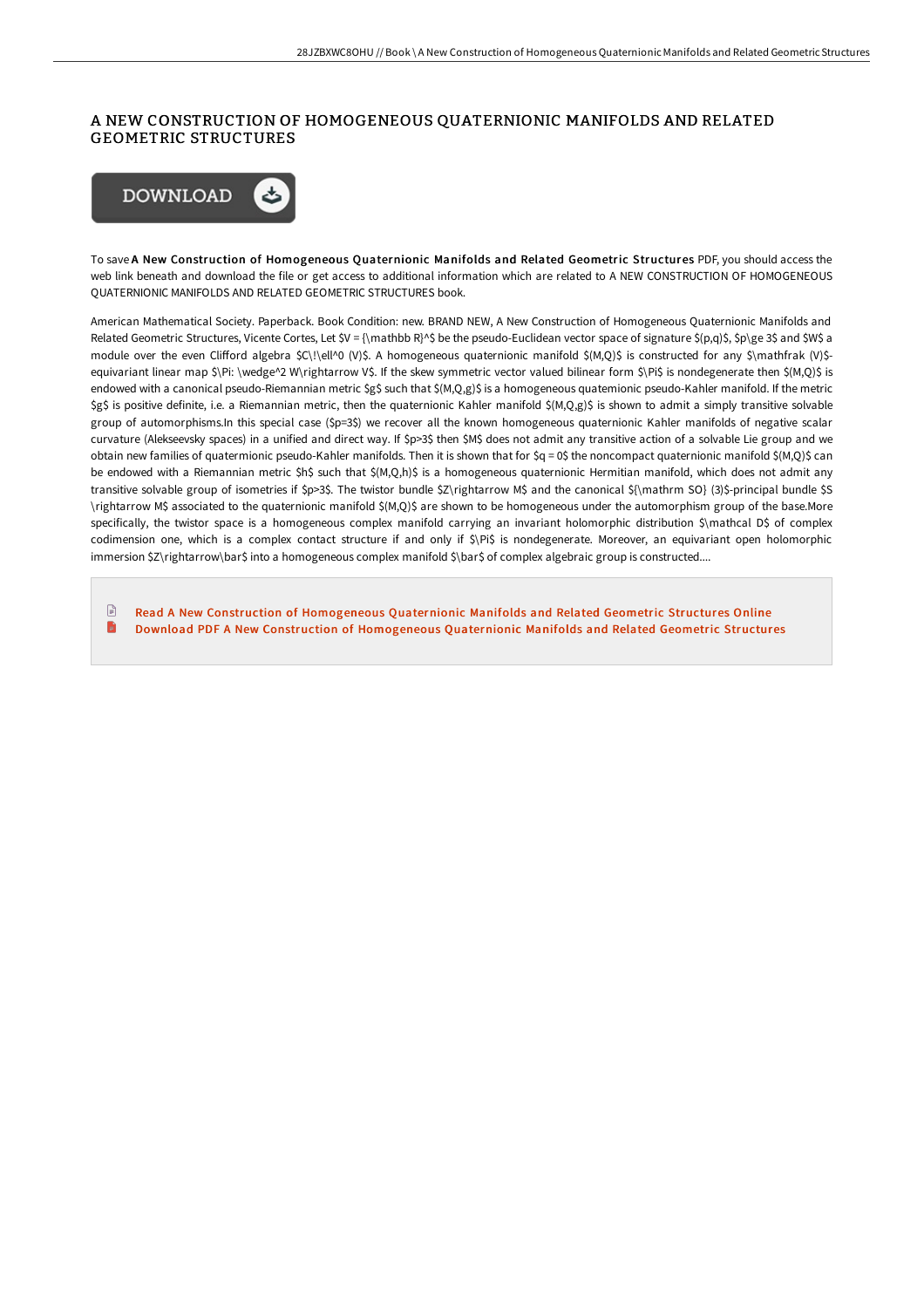# A NEW CONSTRUCTION OF HOMOGENEOUS QUATERNIONIC MANIFOLDS AND RELATED GEOMETRIC STRUCTURES

DOWNLOAD

To save **A New Construction of Homogeneous Quaternionic Manifolds and Related Geometric Structures** PDF, you should access the web link beneath and download the file or get access to additional information which are related to A NEW CONSTRUCTION OF HOMOGENEOUS QUATERNIONIC MANIFOLDS AND RELATED GEOMETRIC STRUCTURES book.

American Mathematical Society. Paperback. Book Condition: new. BRAND NEW, A New Construction of Homogeneous Quaternionic Manifolds and Related Geometric Structures, Vicente Cortes, Let $V = {\mathbb R}^$ be the pseudo-Euclidean vector space of signature $(p,q)$, $p\ge 3$ and $W$ a module over the even Clifford algebra $C\!\ell^0 (V)$. A homogeneous quaternionic manifold $(M,Q)$ is constructed for any $\mathfrak (V)$-equivariant linear map $\Pi: \wedge^2 W\rightarrow V$. If the skew symmetric vector valued bilinear form $\Pi$ is nondegenerate then $(M,Q)$ is endowed with a canonical pseudo-Riemannian metric $g$ such that $(M,Q,g)$ is a homogeneous quatemionic pseudo-Kahler manifold. If the metric $g$ is positive definite, i.e. a Riemannian metric, then the quaternionic Kahler manifold $(M,Q,g)$ is shown to admit a simply transitive solvable group of automorphisms.In this special case ($p=3$) we recover all the known homogeneous quaternionic Kahler manifolds of negative scalar curvature (Alekseevsky spaces) in a unified and direct way. If $p>3$ then $M$ does not admit any transitive action of a solvable Lie group and we obtain new families of quatermionic pseudo-Kahler manifolds. Then it is shown that for $q = 0$ the noncompact quaternionic manifold $(M,Q)$ can be endowed with a Riemannian metric $h$ such that $(M,Q,h)$ is a homogeneous quaternionic Hermitian manifold, which does not admit any transitive solvable group of isometries if $p>3$. The twistor bundle $Z\rightarrow M$ and the canonical ${\mathrm SO} (3)$-principal bundle $S \rightarrow M$ associated to the quaternionic manifold $(M,Q)$ are shown to be homogeneous under the automorphism group of the base.More specifically, the twistor space is a homogeneous complex manifold carrying an invariant holomorphic distribution $\mathcal D$ of complex codimension one, which is a complex contact structure if and only if $\Pi$ is nondegenerate. Moreover, an equivariant open holomorphic immersion $Z\rightarrow\bar$ into a homogeneous complex manifold $\bar$ of complex algebraic group is constructed....

- Read A New Construction of Homogeneous Quaternionic Manifolds and Related Geometric Structures Online
- Download PDF A New Construction of Homogeneous Quaternionic Manifolds and Related Geometric Structures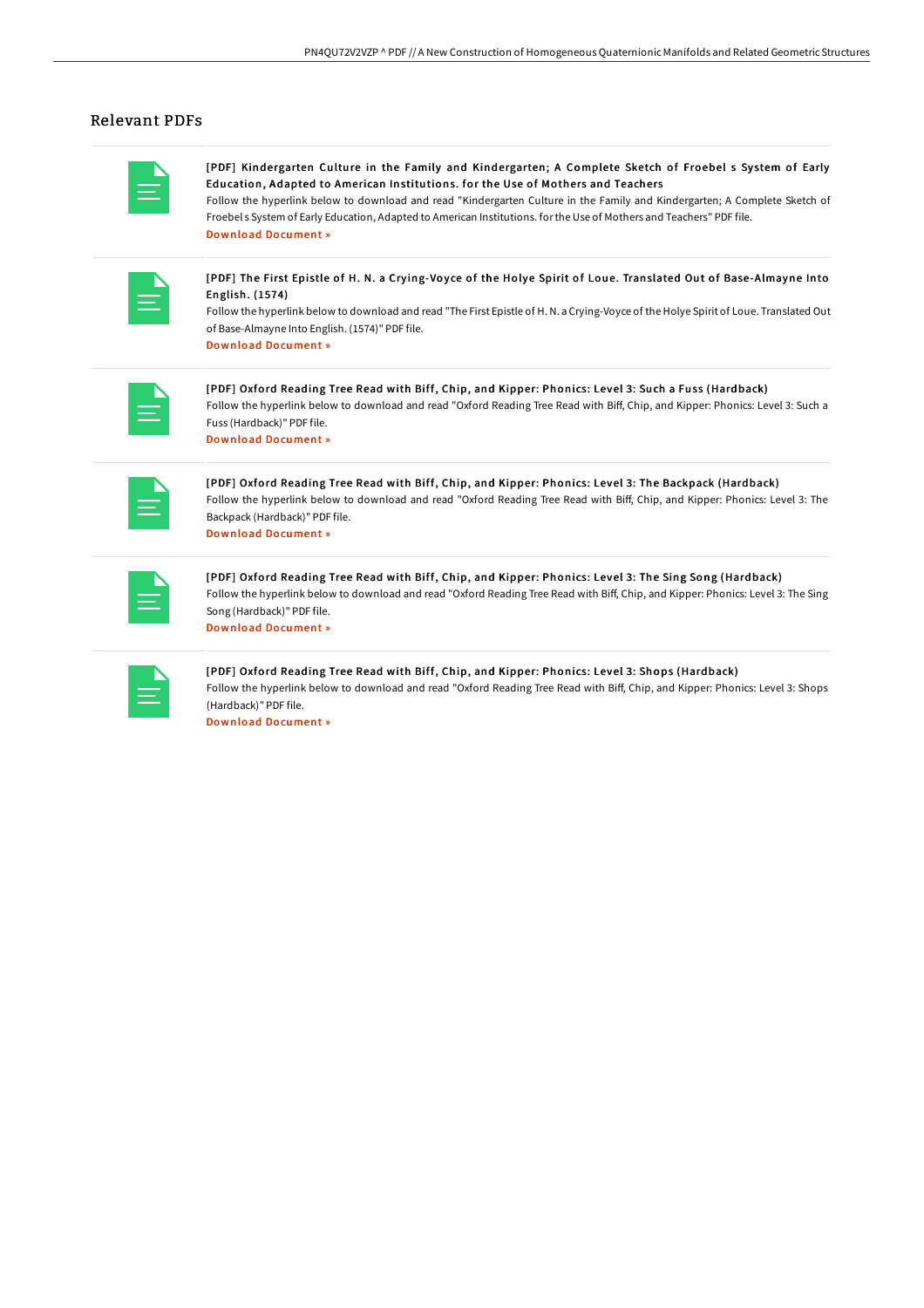## Relevant PDFs

[PDF] Kindergarten Culture in the Family and Kindergarten; A Complete Sketch of Froebel s System of Early Education, Adapted to American Institutions. for the Use of Mothers and Teachers

Follow the hyperlink below to download and read "Kindergarten Culture in the Family and Kindergarten; A Complete Sketch of Froebel s System of Early Education, Adapted to American Institutions. for the Use of Mothers and Teachers" PDF file.

Download Document »

[PDF] The First Epistle of H. N. a Crying-Voyce of the Holye Spirit of Loue. Translated Out of Base-Almayne Into English. (1574)

Follow the hyperlink below to download and read "The First Epistle of H. N. a Crying-Voyce of the Holye Spirit of Loue. Translated Out of Base-Almayne Into English. (1574)" PDF file.

Download Document »

[PDF] Oxford Reading Tree Read with Biff, Chip, and Kipper: Phonics: Level 3: Such a Fuss (Hardback)

Follow the hyperlink below to download and read "Oxford Reading Tree Read with Biff, Chip, and Kipper: Phonics: Level 3: Such a Fuss (Hardback)" PDF file.

Download Document »

[PDF] Oxford Reading Tree Read with Biff, Chip, and Kipper: Phonics: Level 3: The Backpack (Hardback)

Follow the hyperlink below to download and read "Oxford Reading Tree Read with Biff, Chip, and Kipper: Phonics: Level 3: The Backpack (Hardback)" PDF file.

Download Document »

[PDF] Oxford Reading Tree Read with Biff, Chip, and Kipper: Phonics: Level 3: The Sing Song (Hardback)

Follow the hyperlink below to download and read "Oxford Reading Tree Read with Biff, Chip, and Kipper: Phonics: Level 3: The Sing Song (Hardback)" PDF file.

Download Document »

[PDF] Oxford Reading Tree Read with Biff, Chip, and Kipper: Phonics: Level 3: Shops (Hardback)

Follow the hyperlink below to download and read "Oxford Reading Tree Read with Biff, Chip, and Kipper: Phonics: Level 3: Shops (Hardback)" PDF file.

Download Document »